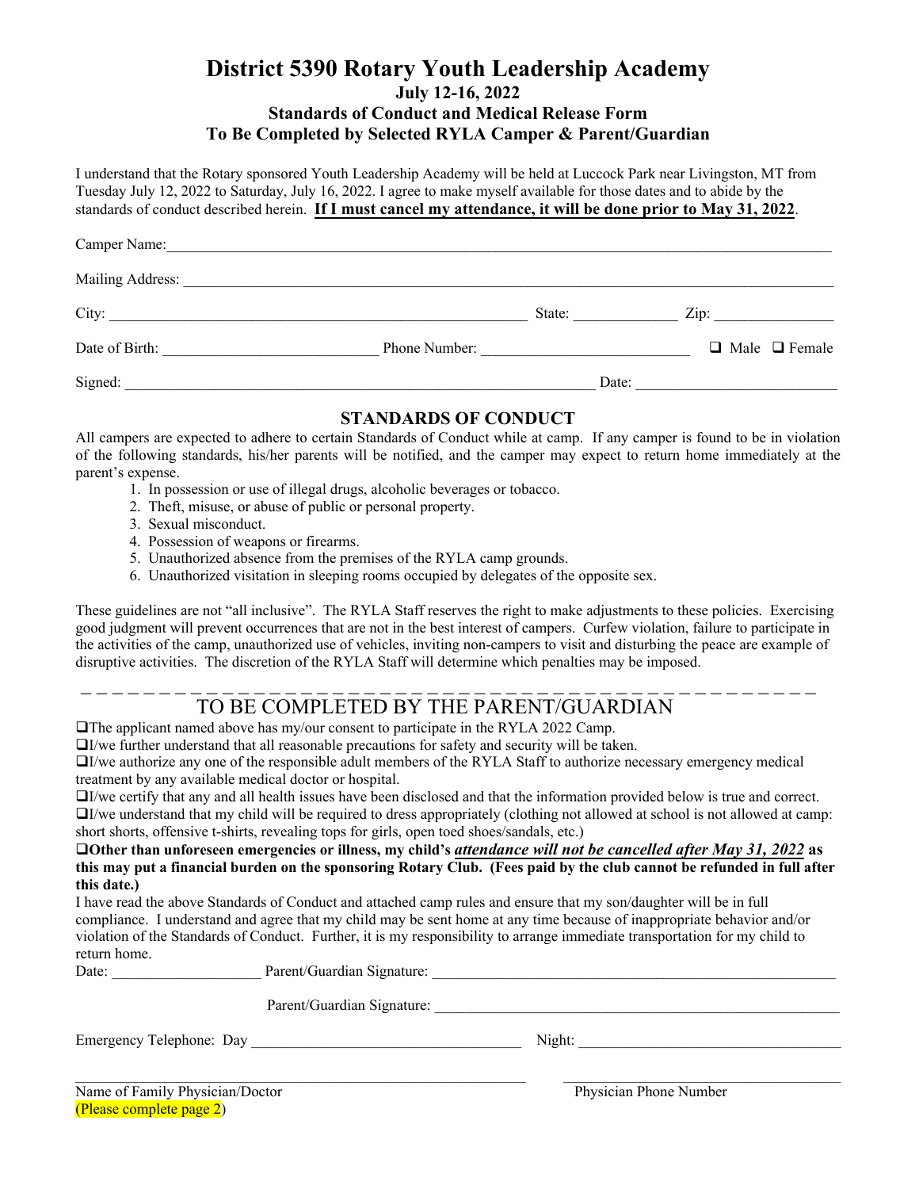# District 5390 Rotary Youth Leadership Academy

### July 12-16, 2022

### Standards of Conduct and Medical Release Form

### To Be Completed by Selected RYLA Camper & Parent/Guardian

I understand that the Rotary sponsored Youth Leadership Academy will be held at Luccock Park near Livingston, MT from Tuesday July 12, 2022 to Saturday, July 16, 2022. I agree to make myself available for those dates and to abide by the standards of conduct described herein. **If I must cancel my attendance, it will be done prior to May 31, 2022**.

Camper Name: ____________________________________________

Mailing Address: ____________________________________________

City: ______________________________ State: ____________ Zip: ______________

Date of Birth: ____________________ Phone Number: ____________________ ❑ Male ❑ Female

Signed: ____________________________________________ Date: ____________________

## STANDARDS OF CONDUCT

All campers are expected to adhere to certain Standards of Conduct while at camp. If any camper is found to be in violation of the following standards, his/her parents will be notified, and the camper may expect to return home immediately at the parent's expense.

1. In possession or use of illegal drugs, alcoholic beverages or tobacco.
2. Theft, misuse, or abuse of public or personal property.
3. Sexual misconduct.
4. Possession of weapons or firearms.
5. Unauthorized absence from the premises of the RYLA camp grounds.
6. Unauthorized visitation in sleeping rooms occupied by delegates of the opposite sex.

These guidelines are not "all inclusive". The RYLA Staff reserves the right to make adjustments to these policies. Exercising good judgment will prevent occurrences that are not in the best interest of campers. Curfew violation, failure to participate in the activities of the camp, unauthorized use of vehicles, inviting non-campers to visit and disturbing the peace are example of disruptive activities. The discretion of the RYLA Staff will determine which penalties may be imposed.

---

## TO BE COMPLETED BY THE PARENT/GUARDIAN

❑The applicant named above has my/our consent to participate in the RYLA 2022 Camp.

❑I/we further understand that all reasonable precautions for safety and security will be taken.

❑I/we authorize any one of the responsible adult members of the RYLA Staff to authorize necessary emergency medical treatment by any available medical doctor or hospital.

❑I/we certify that any and all health issues have been disclosed and that the information provided below is true and correct.

❑I/we understand that my child will be required to dress appropriately (clothing not allowed at school is not allowed at camp: short shorts, offensive t-shirts, revealing tops for girls, open toed shoes/sandals, etc.)

❑**Other than unforeseen emergencies or illness, my child's *attendance will not be cancelled after May 31, 2022* as this may put a financial burden on the sponsoring Rotary Club. (Fees paid by the club cannot be refunded in full after this date.)**

I have read the above Standards of Conduct and attached camp rules and ensure that my son/daughter will be in full compliance. I understand and agree that my child may be sent home at any time because of inappropriate behavior and/or violation of the Standards of Conduct. Further, it is my responsibility to arrange immediate transportation for my child to return home.

Date: ________________ Parent/Guardian Signature: ____________________________________________

Parent/Guardian Signature: ____________________________________________

Emergency Telephone: Day ______________________________ Night: ______________________________

____________________________________________ ______________________________

Name of Family Physician/Doctor Physician Phone Number

(Please complete page 2)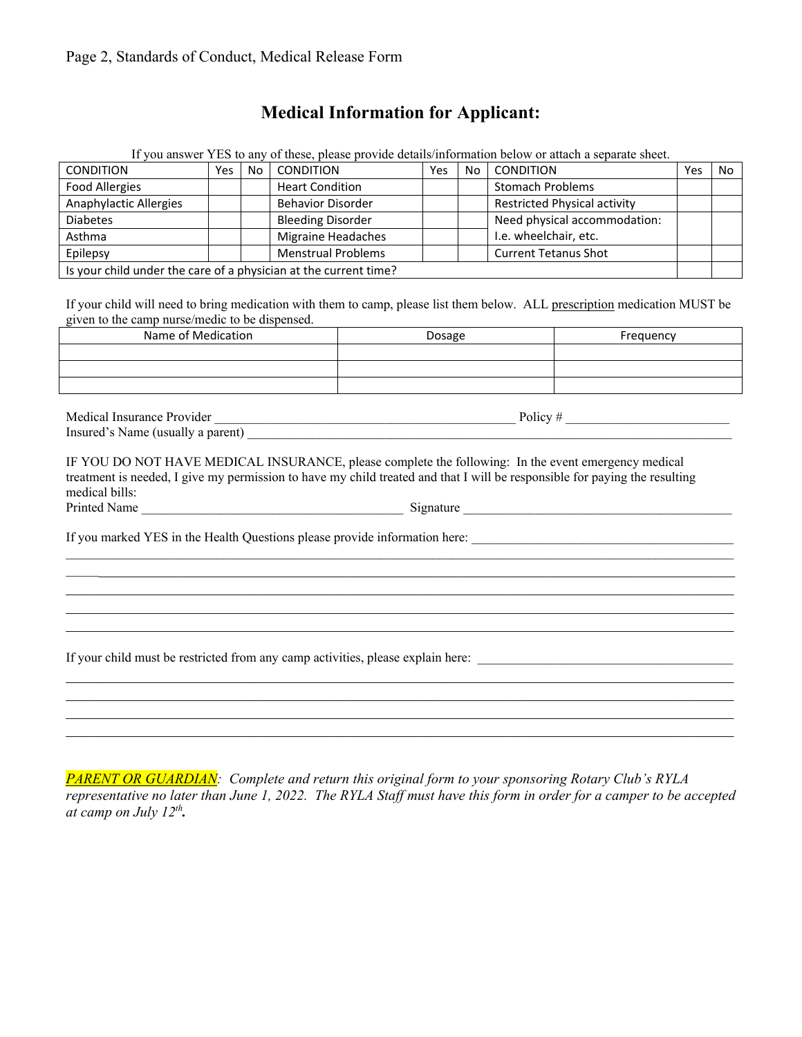## Medical Information for Applicant:

If you answer YES to any of these, please provide details/information below or attach a separate sheet.

| CONDITION | Yes | No | CONDITION | Yes | No | CONDITION | Yes | No |
|---|---|---|---|---|---|---|---|---|
| Food Allergies | | | Heart Condition | | | Stomach Problems | | |
| Anaphylactic Allergies | | | Behavior Disorder | | | Restricted Physical activity | | |
| Diabetes | | | Bleeding Disorder | | | Need physical accommodation: I.e. wheelchair, etc. | | |
| Asthma | | | Migraine Headaches | | | | | |
| Epilepsy | | | Menstrual Problems | | | Current Tetanus Shot | | |
| Is your child under the care of a physician at the current time? | | | | | | | | |

If your child will need to bring medication with them to camp, please list them below. ALL prescription medication MUST be given to the camp nurse/medic to be dispensed.

| Name of Medication | Dosage | Frequency |
|---|---|---|
| | | |
| | | |
| | | |

Medical Insurance Provider _____________________________________________ Policy # ________________________

Insured's Name (usually a parent) ______________________________________________________________________________

IF YOU DO NOT HAVE MEDICAL INSURANCE, please complete the following: In the event emergency medical treatment is needed, I give my permission to have my child treated and that I will be responsible for paying the resulting medical bills:

Printed Name ________________________________________ Signature __________________________________________

If you marked YES in the Health Questions please provide information here: ________________________________________
_____________________________________________________________________________________________________
_____________________________________________________________________________________________________
_____________________________________________________________________________________________________
_____________________________________________________________________________________________________
_____________________________________________________________________________________________________

If your child must be restricted from any camp activities, please explain here: ________________________________________
_____________________________________________________________________________________________________
_____________________________________________________________________________________________________
_____________________________________________________________________________________________________
_____________________________________________________________________________________________________

*PARENT OR GUARDIAN: Complete and return this original form to your sponsoring Rotary Club's RYLA representative no later than June 1, 2022. The RYLA Staff must have this form in order for a camper to be accepted at camp on July 12th.*